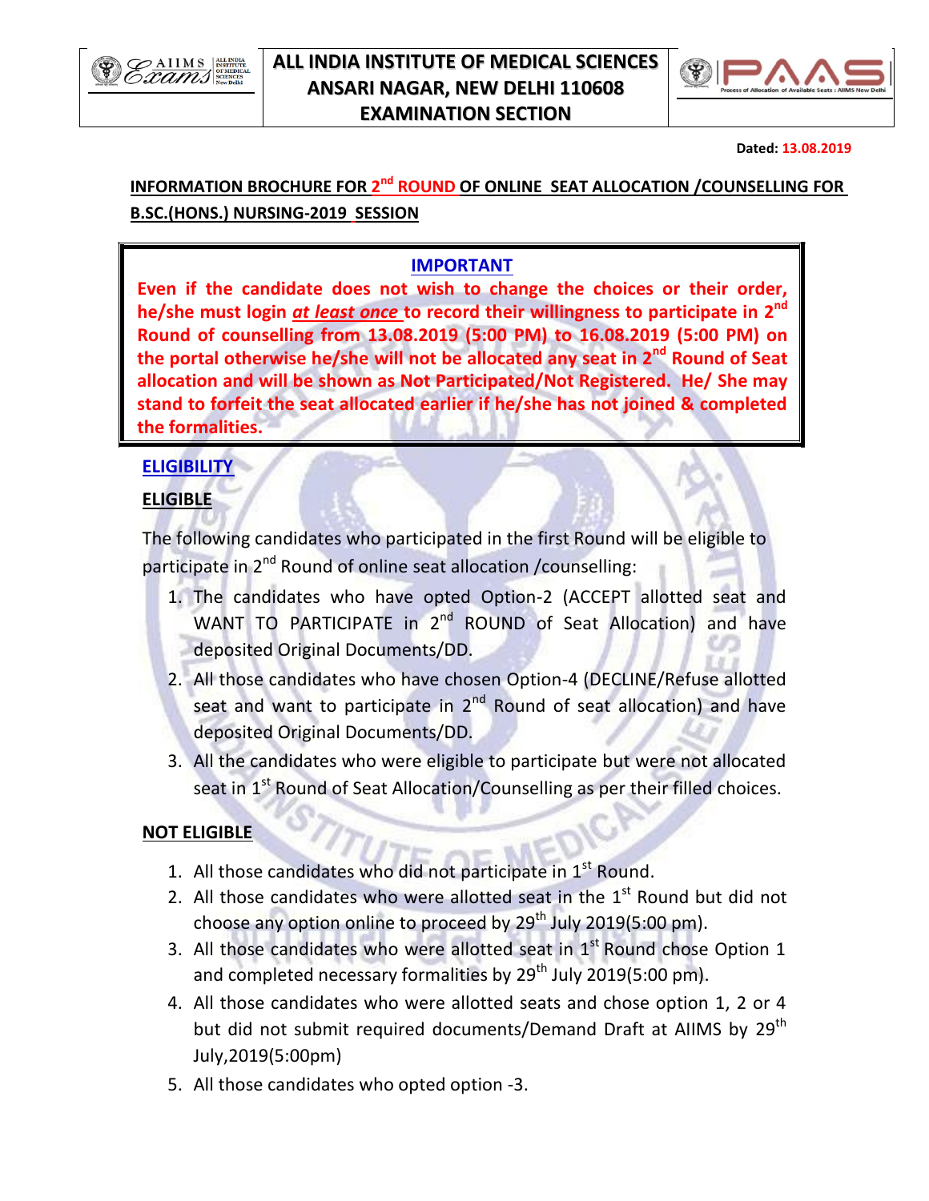# ALL INDIA INSTITUTE OF MEDICAL SCIENCES
## ANSARI NAGAR, NEW DELHI 110608
## EXAMINATION SECTION

**Dated: 13.08.2019**

**INFORMATION BROCHURE FOR 2nd ROUND OF ONLINE SEAT ALLOCATION /COUNSELLING FOR B.SC.(HONS.) NURSING-2019 SESSION**

**IMPORTANT**

**Even if the candidate does not wish to change the choices or their order, he/she must login *at least once* to record their willingness to participate in 2nd Round of counselling from 13.08.2019 (5:00 PM) to 16.08.2019 (5:00 PM) on the portal otherwise he/she will not be allocated any seat in 2nd Round of Seat allocation and will be shown as Not Participated/Not Registered. He/ She may stand to forfeit the seat allocated earlier if he/she has not joined & completed the formalities.**

**ELIGIBILITY**

**ELIGIBLE**

The following candidates who participated in the first Round will be eligible to participate in 2nd Round of online seat allocation /counselling:

1. The candidates who have opted Option-2 (ACCEPT allotted seat and WANT TO PARTICIPATE in 2nd ROUND of Seat Allocation) and have deposited Original Documents/DD.
2. All those candidates who have chosen Option-4 (DECLINE/Refuse allotted seat and want to participate in 2nd Round of seat allocation) and have deposited Original Documents/DD.
3. All the candidates who were eligible to participate but were not allocated seat in 1st Round of Seat Allocation/Counselling as per their filled choices.

**NOT ELIGIBLE**

1. All those candidates who did not participate in 1st Round.
2. All those candidates who were allotted seat in the 1st Round but did not choose any option online to proceed by 29th July 2019(5:00 pm).
3. All those candidates who were allotted seat in 1st Round chose Option 1 and completed necessary formalities by 29th July 2019(5:00 pm).
4. All those candidates who were allotted seats and chose option 1, 2 or 4 but did not submit required documents/Demand Draft at AIIMS by 29th July,2019(5:00pm)
5. All those candidates who opted option -3.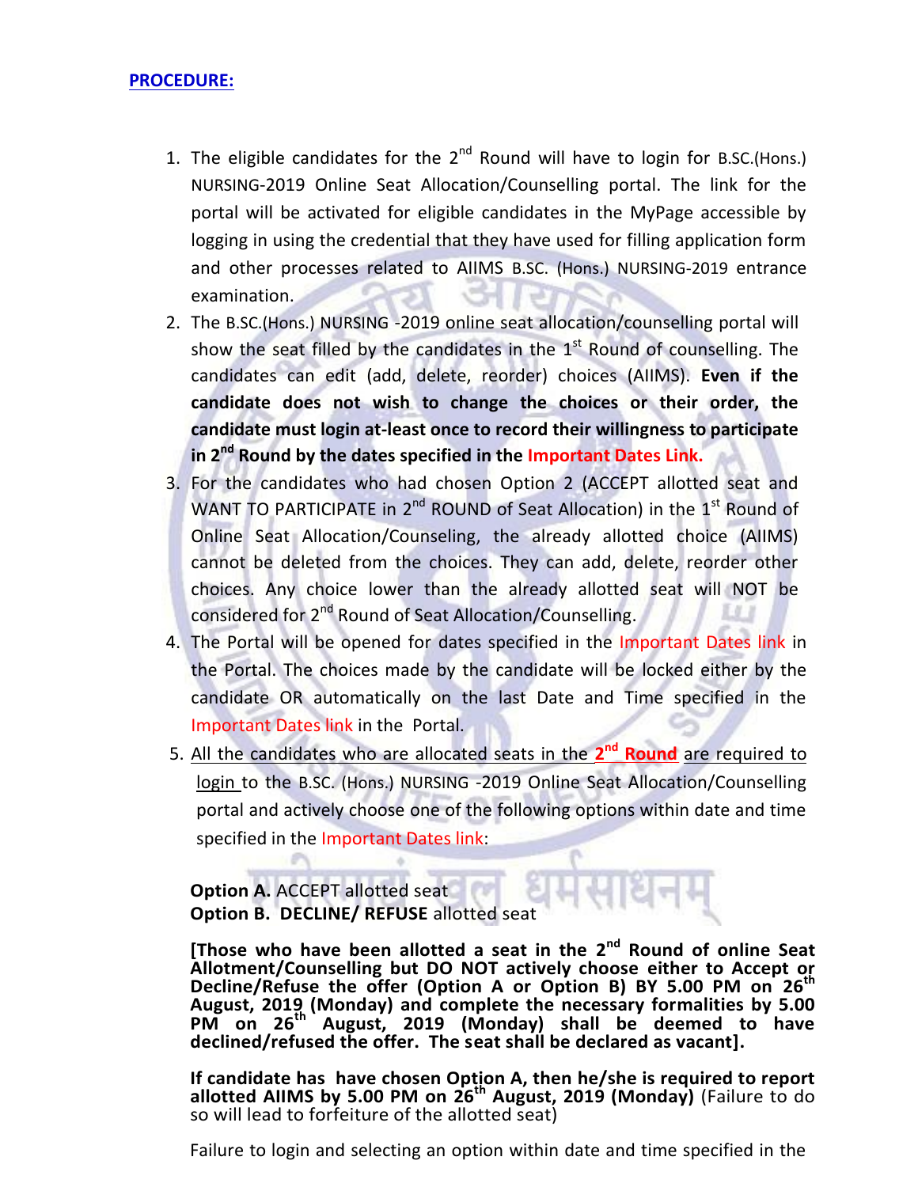**PROCEDURE:**

1. The eligible candidates for the 2nd Round will have to login for B.SC.(Hons.) NURSING-2019 Online Seat Allocation/Counselling portal. The link for the portal will be activated for eligible candidates in the MyPage accessible by logging in using the credential that they have used for filling application form and other processes related to AIIMS B.SC. (Hons.) NURSING-2019 entrance examination.
2. The B.SC.(Hons.) NURSING -2019 online seat allocation/counselling portal will show the seat filled by the candidates in the 1st Round of counselling. The candidates can edit (add, delete, reorder) choices (AIIMS). **Even if the candidate does not wish to change the choices or their order, the candidate must login at-least once to record their willingness to participate in 2nd Round by the dates specified in the Important Dates Link.**
3. For the candidates who had chosen Option 2 (ACCEPT allotted seat and WANT TO PARTICIPATE in 2nd ROUND of Seat Allocation) in the 1st Round of Online Seat Allocation/Counseling, the already allotted choice (AIIMS) cannot be deleted from the choices. They can add, delete, reorder other choices. Any choice lower than the already allotted seat will NOT be considered for 2nd Round of Seat Allocation/Counselling.
4. The Portal will be opened for dates specified in the Important Dates link in the Portal. The choices made by the candidate will be locked either by the candidate OR automatically on the last Date and Time specified in the Important Dates link in the Portal.
5. All the candidates who are allocated seats in the **2nd Round** are required to login to the B.SC. (Hons.) NURSING -2019 Online Seat Allocation/Counselling portal and actively choose one of the following options within date and time specified in the Important Dates link:

**Option A.** ACCEPT allotted seat
**Option B. DECLINE/ REFUSE** allotted seat

**[Those who have been allotted a seat in the 2nd Round of online Seat Allotment/Counselling but DO NOT actively choose either to Accept or Decline/Refuse the offer (Option A or Option B) BY 5.00 PM on 26th August, 2019 (Monday) and complete the necessary formalities by 5.00 PM on 26th August, 2019 (Monday) shall be deemed to have declined/refused the offer. The seat shall be declared as vacant].**

**If candidate has have chosen Option A, then he/she is required to report allotted AIIMS by 5.00 PM on 26th August, 2019 (Monday)** (Failure to do so will lead to forfeiture of the allotted seat)

Failure to login and selecting an option within date and time specified in the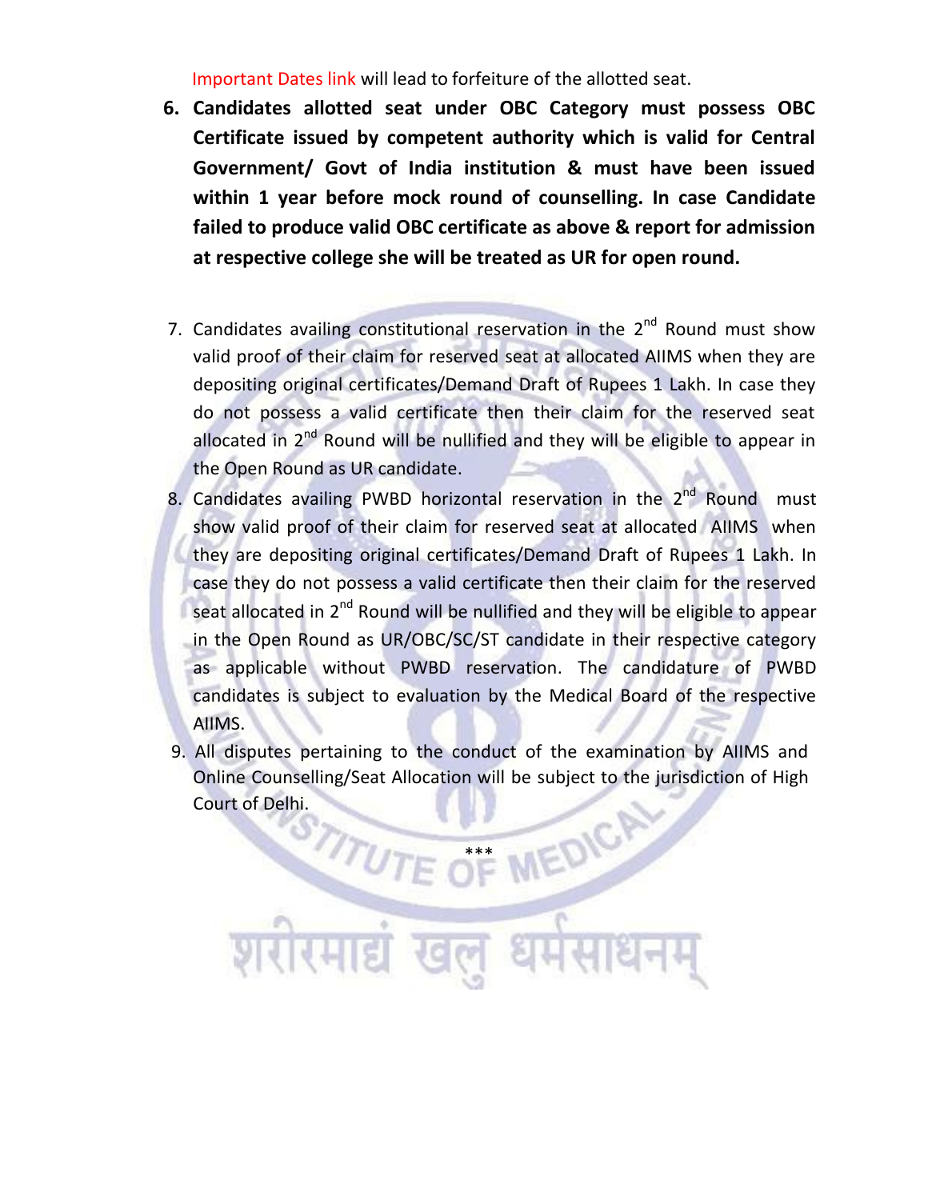Important Dates link will lead to forfeiture of the allotted seat.

6. **Candidates allotted seat under OBC Category must possess OBC Certificate issued by competent authority which is valid for Central Government/ Govt of India institution & must have been issued within 1 year before mock round of counselling. In case Candidate failed to produce valid OBC certificate as above & report for admission at respective college she will be treated as UR for open round.**

7. Candidates availing constitutional reservation in the 2nd Round must show valid proof of their claim for reserved seat at allocated AIIMS when they are depositing original certificates/Demand Draft of Rupees 1 Lakh. In case they do not possess a valid certificate then their claim for the reserved seat allocated in 2nd Round will be nullified and they will be eligible to appear in the Open Round as UR candidate.
8. Candidates availing PWBD horizontal reservation in the 2nd Round must show valid proof of their claim for reserved seat at allocated AIIMS when they are depositing original certificates/Demand Draft of Rupees 1 Lakh. In case they do not possess a valid certificate then their claim for the reserved seat allocated in 2nd Round will be nullified and they will be eligible to appear in the Open Round as UR/OBC/SC/ST candidate in their respective category as applicable without PWBD reservation. The candidature of PWBD candidates is subject to evaluation by the Medical Board of the respective AIIMS.
9. All disputes pertaining to the conduct of the examination by AIIMS and Online Counselling/Seat Allocation will be subject to the jurisdiction of High Court of Delhi.

\*\*\*